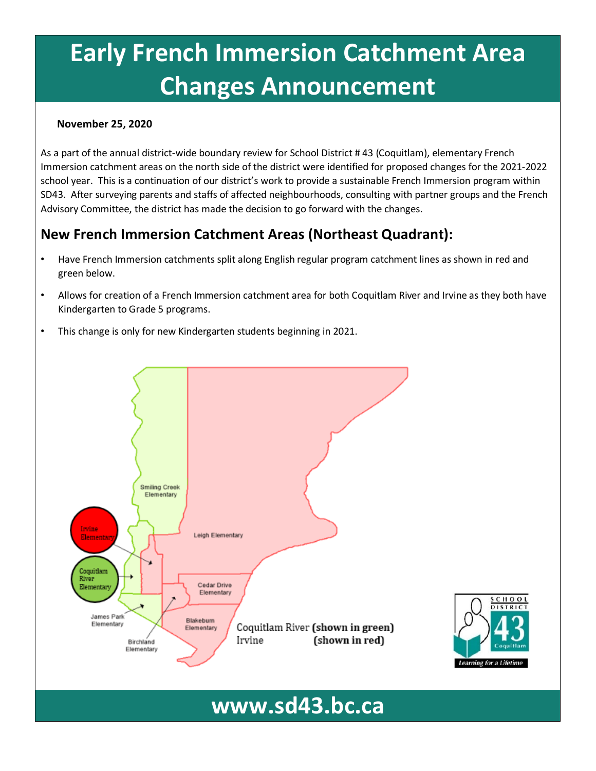# Early French Immersion Catchment Area Changes Announcement

**November 25, 2020**

As a part of the annual district-wide boundary review for School District # 43 (Coquitlam), elementary French Immersion catchment areas on the north side of the district were identified for proposed changes for the 2021-2022 school year. This is a continuation of our district's work to provide a sustainable French Immersion program within SD43. After surveying parents and staffs of affected neighbourhoods, consulting with partner groups and the French Advisory Committee, the district has made the decision to go forward with the changes.

## New French Immersion Catchment Areas (Northeast Quadrant):

- Have French Immersion catchments split along English regular program catchment lines as shown in red and green below.
- Allows for creation of a French Immersion catchment area for both Coquitlam River and Irvine as they both have Kindergarten to Grade 5 programs.
- This change is only for new Kindergarten students beginning in 2021.

Smiling Creek Elementary
Leigh Elementary
Irvine Elementary
Coquitlam River Elementary
Cedar Drive Elementary
James Park Elementary
Blakeburn Elementary
Birchland Elementary

Coquitlam River **(shown in green)**
Irvine **(shown in red)**

SCHOOL DISTRICT 43 Coquitlam
*Learning for a Lifetime*

**www.sd43.bc.ca**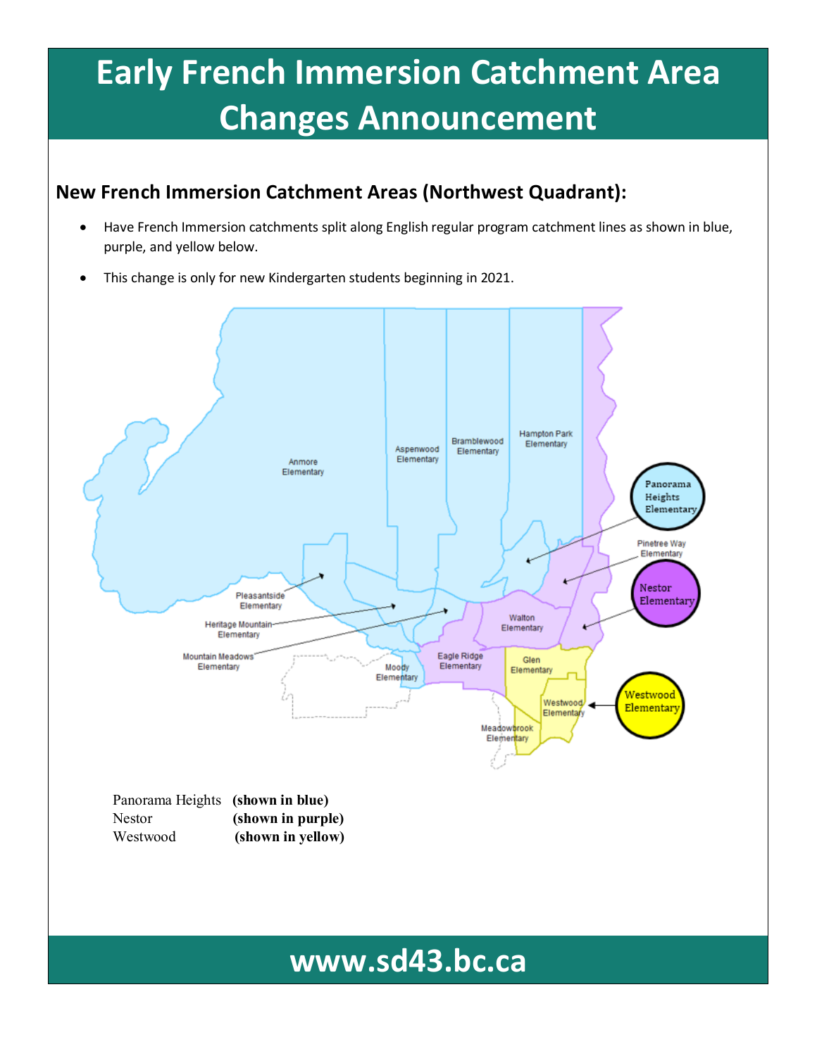# Early French Immersion Catchment Area Changes Announcement

## New French Immersion Catchment Areas (Northwest Quadrant):

- Have French Immersion catchments split along English regular program catchment lines as shown in blue, purple, and yellow below.
- This change is only for new Kindergarten students beginning in 2021.

Anmore Elementary
Aspenwood Elementary
Bramblewood Elementary
Hampton Park Elementary
Panorama Heights Elementary
Pinetree Way Elementary
Nestor Elementary
Pleasantside Elementary
Heritage Mountain Elementary
Mountain Meadows Elementary
Walton Elementary
Eagle Ridge Elementary
Moody Elementary
Glen Elementary
Westwood Elementary
Meadowbrook Elementary

Panorama Heights **(shown in blue)**
Nestor **(shown in purple)**
Westwood **(shown in yellow)**

**www.sd43.bc.ca**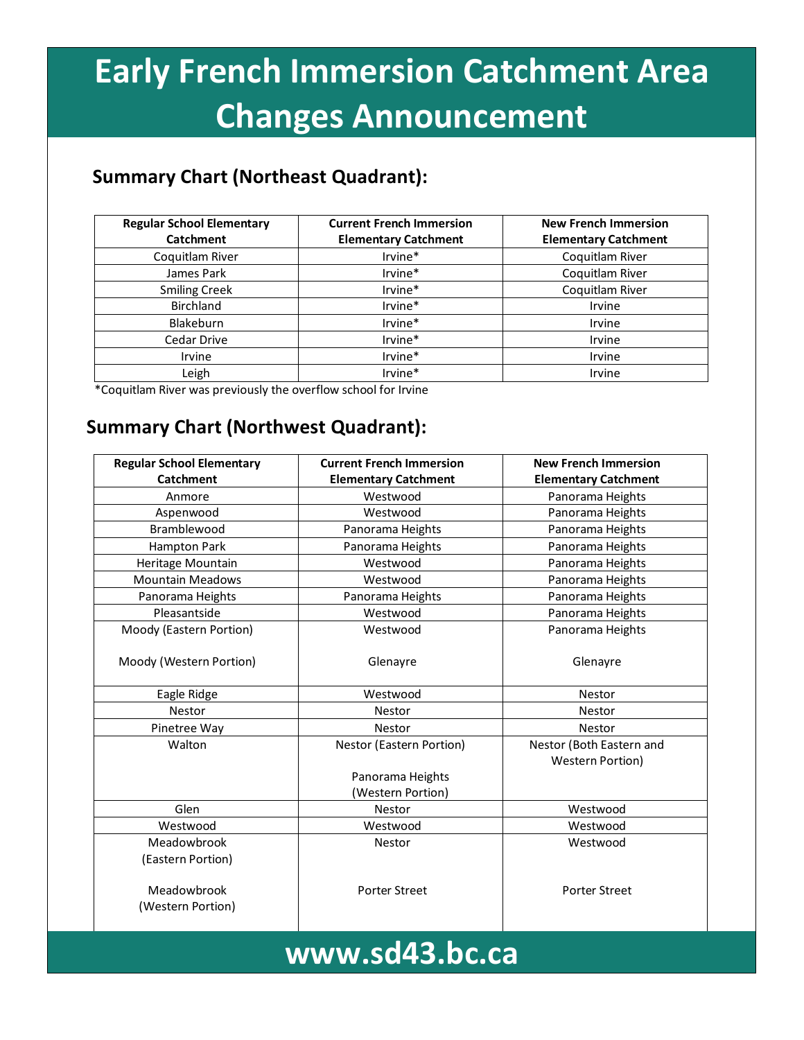# Early French Immersion Catchment Area Changes Announcement

## Summary Chart (Northeast Quadrant):

| Regular School Elementary Catchment | Current French Immersion Elementary Catchment | New French Immersion Elementary Catchment |
|---|---|---|
| Coquitlam River | Irvine* | Coquitlam River |
| James Park | Irvine* | Coquitlam River |
| Smiling Creek | Irvine* | Coquitlam River |
| Birchland | Irvine* | Irvine |
| Blakeburn | Irvine* | Irvine |
| Cedar Drive | Irvine* | Irvine |
| Irvine | Irvine* | Irvine |
| Leigh | Irvine* | Irvine |

*Coquitlam River was previously the overflow school for Irvine

## Summary Chart (Northwest Quadrant):

| Regular School Elementary Catchment | Current French Immersion Elementary Catchment | New French Immersion Elementary Catchment |
|---|---|---|
| Anmore | Westwood | Panorama Heights |
| Aspenwood | Westwood | Panorama Heights |
| Bramblewood | Panorama Heights | Panorama Heights |
| Hampton Park | Panorama Heights | Panorama Heights |
| Heritage Mountain | Westwood | Panorama Heights |
| Mountain Meadows | Westwood | Panorama Heights |
| Panorama Heights | Panorama Heights | Panorama Heights |
| Pleasantside | Westwood | Panorama Heights |
| Moody (Eastern Portion)<br><br>Moody (Western Portion) | Westwood<br><br>Glenayre | Panorama Heights<br><br>Glenayre |
| Eagle Ridge | Westwood | Nestor |
| Nestor | Nestor | Nestor |
| Pinetree Way | Nestor | Nestor |
| Walton | Nestor (Eastern Portion)<br><br>Panorama Heights (Western Portion) | Nestor (Both Eastern and Western Portion) |
| Glen | Nestor | Westwood |
| Westwood | Westwood | Westwood |
| Meadowbrook (Eastern Portion)<br><br>Meadowbrook (Western Portion) | Nestor<br><br>Porter Street | Westwood<br><br>Porter Street |

www.sd43.bc.ca